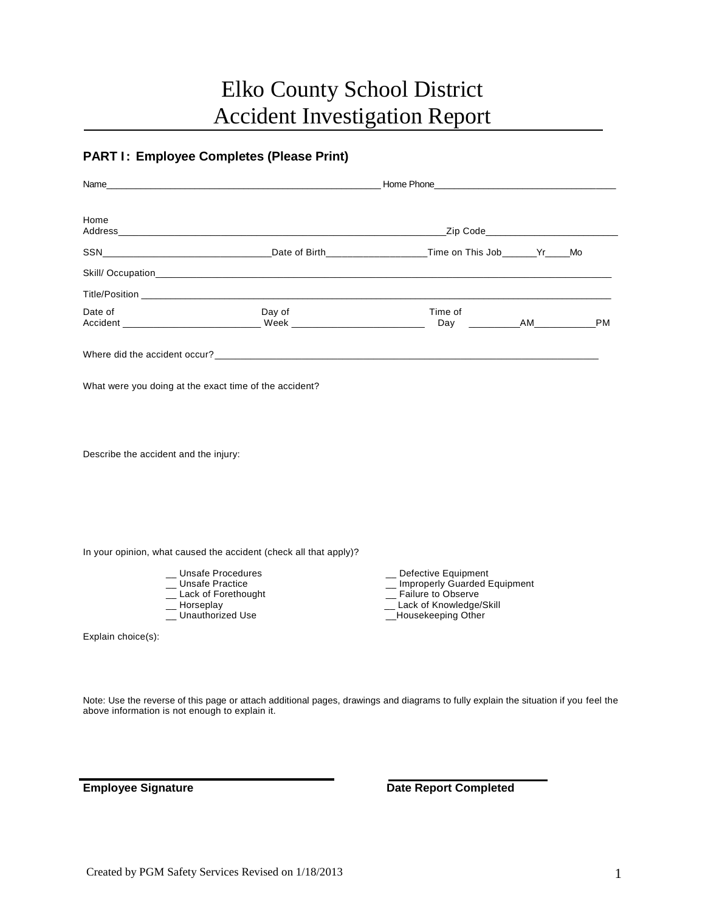# Elko County School District
# Accident Investigation Report

## PART I: Employee Completes (Please Print)

Name_______________________________________________ Home Phone_______________________________

Home Address_______________________________________________________ Zip Code_____________________

SSN___________________________ Date of Birth_________________ Time on This Job______Yr_____Mo

Skill/ Occupation_____________________________________________________________________________

Title/Position _______________________________________________________________________________

Date of Accident _______________________ Day of Week ______________________ Time of Day _________AM___________PM

Where did the accident occur?_________________________________________________________________

What were you doing at the exact time of the accident?

Describe the accident and the injury:

In your opinion, what caused the accident (check all that apply)?

- __ Unsafe Procedures
- __ Unsafe Practice
- __ Lack of Forethought
- __ Horseplay
- __ Unauthorized Use
- __ Defective Equipment
- __ Improperly Guarded Equipment
- __ Failure to Observe
- __ Lack of Knowledge/Skill
- __Housekeeping Other

Explain choice(s):

Note: Use the reverse of this page or attach additional pages, drawings and diagrams to fully explain the situation if you feel the above information is not enough to explain it.

**Employee Signature** _______________________ **Date Report Completed** _______________________

Created by PGM Safety Services Revised on 1/18/2013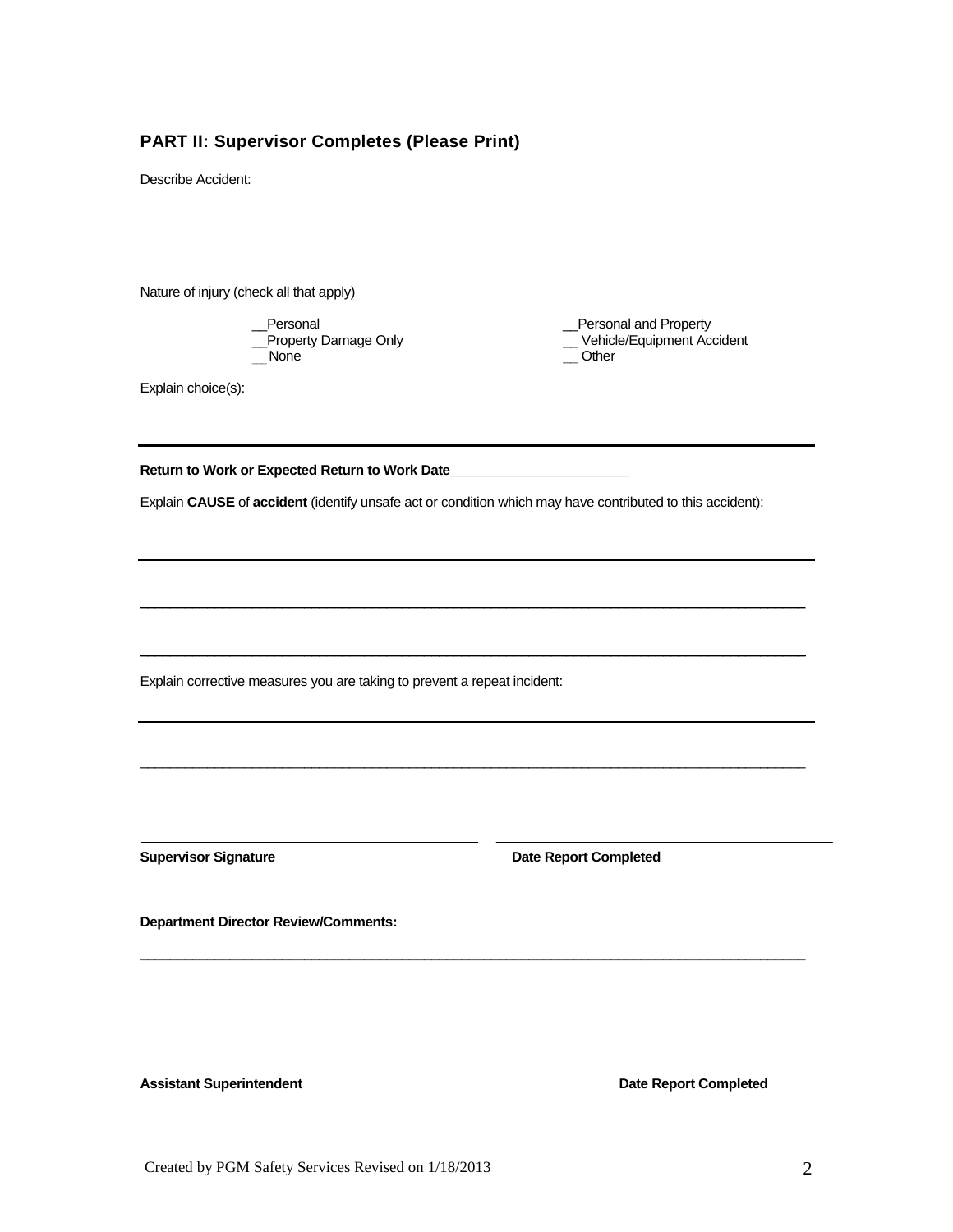### PART II: Supervisor Completes (Please Print)

Describe Accident:

Nature of injury (check all that apply)

__Personal
__Property Damage Only
__ None

__Personal and Property
__ Vehicle/Equipment Accident
__ Other

Explain choice(s):

---

**Return to Work or Expected Return to Work Date**________________________

Explain **CAUSE** of **accident** (identify unsafe act or condition which may have contributed to this accident):

---

_____________________________________________________________________________

_____________________________________________________________________________

Explain corrective measures you are taking to prevent a repeat incident:

---

_____________________________________________________________________________

**Supervisor Signature**

**Date Report Completed**

**Department Director Review/Comments:**

_____________________________________________________________________________

---

**Assistant Superintendent**

**Date Report Completed**

Created by PGM Safety Services Revised on 1/18/2013